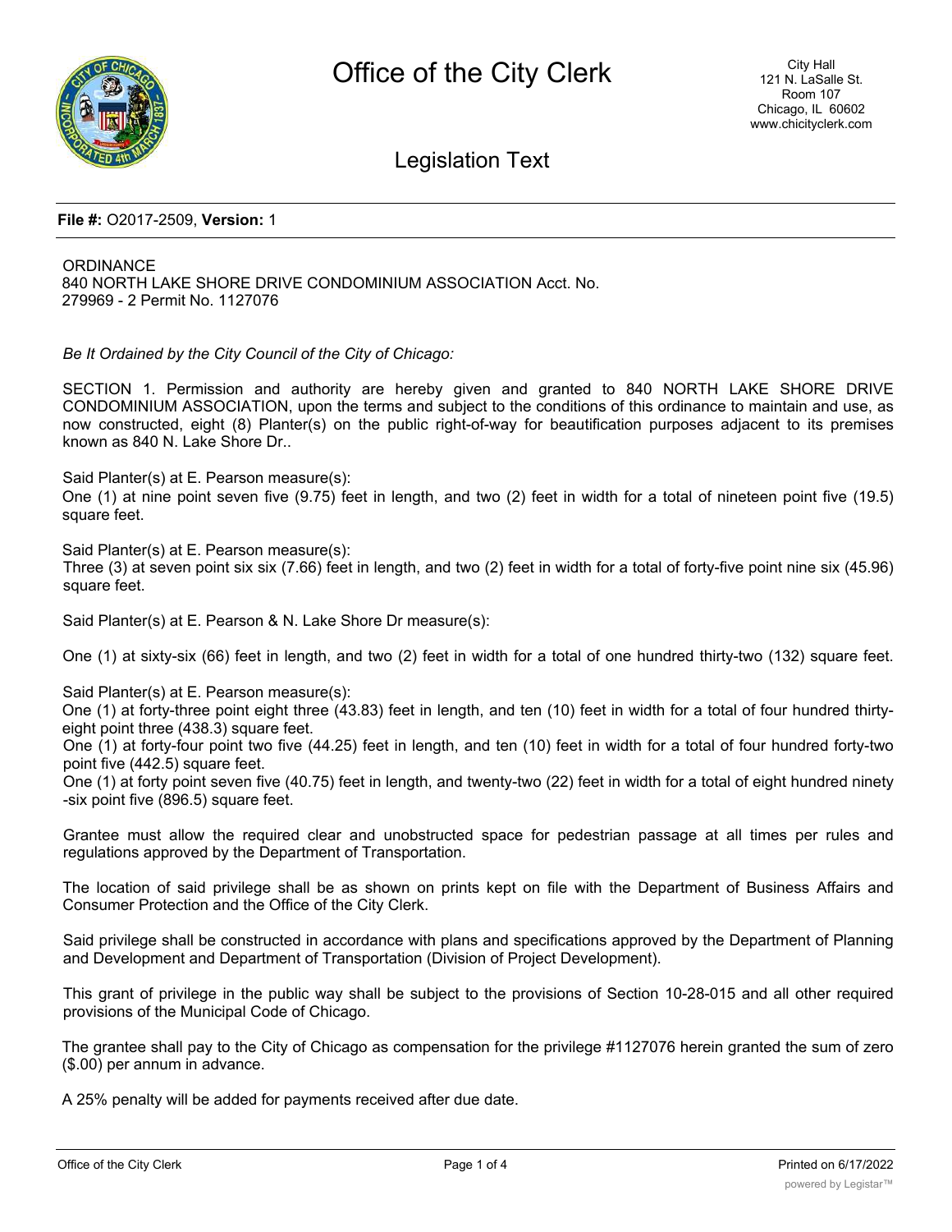**File #:** O2017-2509, **Version:** 1

ORDINANCE
840 NORTH LAKE SHORE DRIVE CONDOMINIUM ASSOCIATION Acct. No. 279969 - 2 Permit No. 1127076

*Be It Ordained by the City Council of the City of Chicago:*

SECTION 1. Permission and authority are hereby given and granted to 840 NORTH LAKE SHORE DRIVE CONDOMINIUM ASSOCIATION, upon the terms and subject to the conditions of this ordinance to maintain and use, as now constructed, eight (8) Planter(s) on the public right-of-way for beautification purposes adjacent to its premises known as 840 N. Lake Shore Dr..

Said Planter(s) at E. Pearson measure(s):
One (1) at nine point seven five (9.75) feet in length, and two (2) feet in width for a total of nineteen point five (19.5) square feet.

Said Planter(s) at E. Pearson measure(s):
Three (3) at seven point six six (7.66) feet in length, and two (2) feet in width for a total of forty-five point nine six (45.96) square feet.

Said Planter(s) at E. Pearson & N. Lake Shore Dr measure(s):

One (1) at sixty-six (66) feet in length, and two (2) feet in width for a total of one hundred thirty-two (132) square feet.

Said Planter(s) at E. Pearson measure(s):
One (1) at forty-three point eight three (43.83) feet in length, and ten (10) feet in width for a total of four hundred thirty-eight point three (438.3) square feet.
One (1) at forty-four point two five (44.25) feet in length, and ten (10) feet in width for a total of four hundred forty-two point five (442.5) square feet.
One (1) at forty point seven five (40.75) feet in length, and twenty-two (22) feet in width for a total of eight hundred ninety -six point five (896.5) square feet.

Grantee must allow the required clear and unobstructed space for pedestrian passage at all times per rules and regulations approved by the Department of Transportation.

The location of said privilege shall be as shown on prints kept on file with the Department of Business Affairs and Consumer Protection and the Office of the City Clerk.

Said privilege shall be constructed in accordance with plans and specifications approved by the Department of Planning and Development and Department of Transportation (Division of Project Development).

This grant of privilege in the public way shall be subject to the provisions of Section 10-28-015 and all other required provisions of the Municipal Code of Chicago.

The grantee shall pay to the City of Chicago as compensation for the privilege #1127076 herein granted the sum of zero ($.00) per annum in advance.

A 25% penalty will be added for payments received after due date.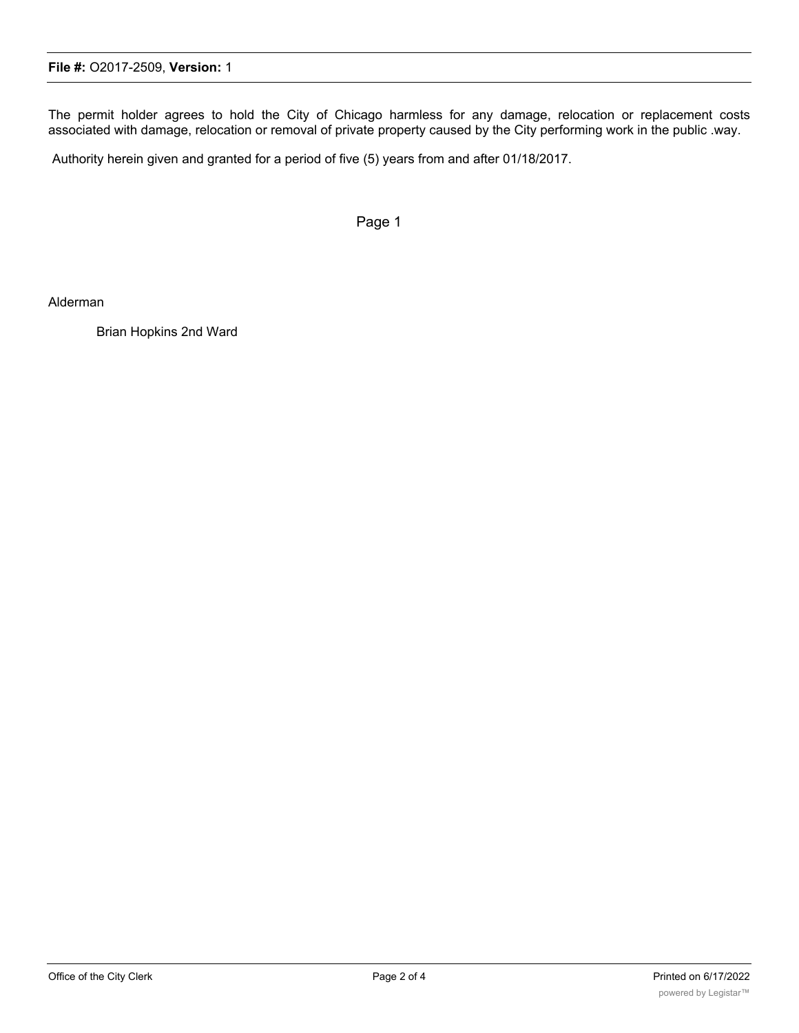The permit holder agrees to hold the City of Chicago harmless for any damage, relocation or replacement costs associated with damage, relocation or removal of private property caused by the City performing work in the public .way.

Authority herein given and granted for a period of five (5) years from and after 01/18/2017.

Page 1

Alderman

Brian Hopkins 2nd Ward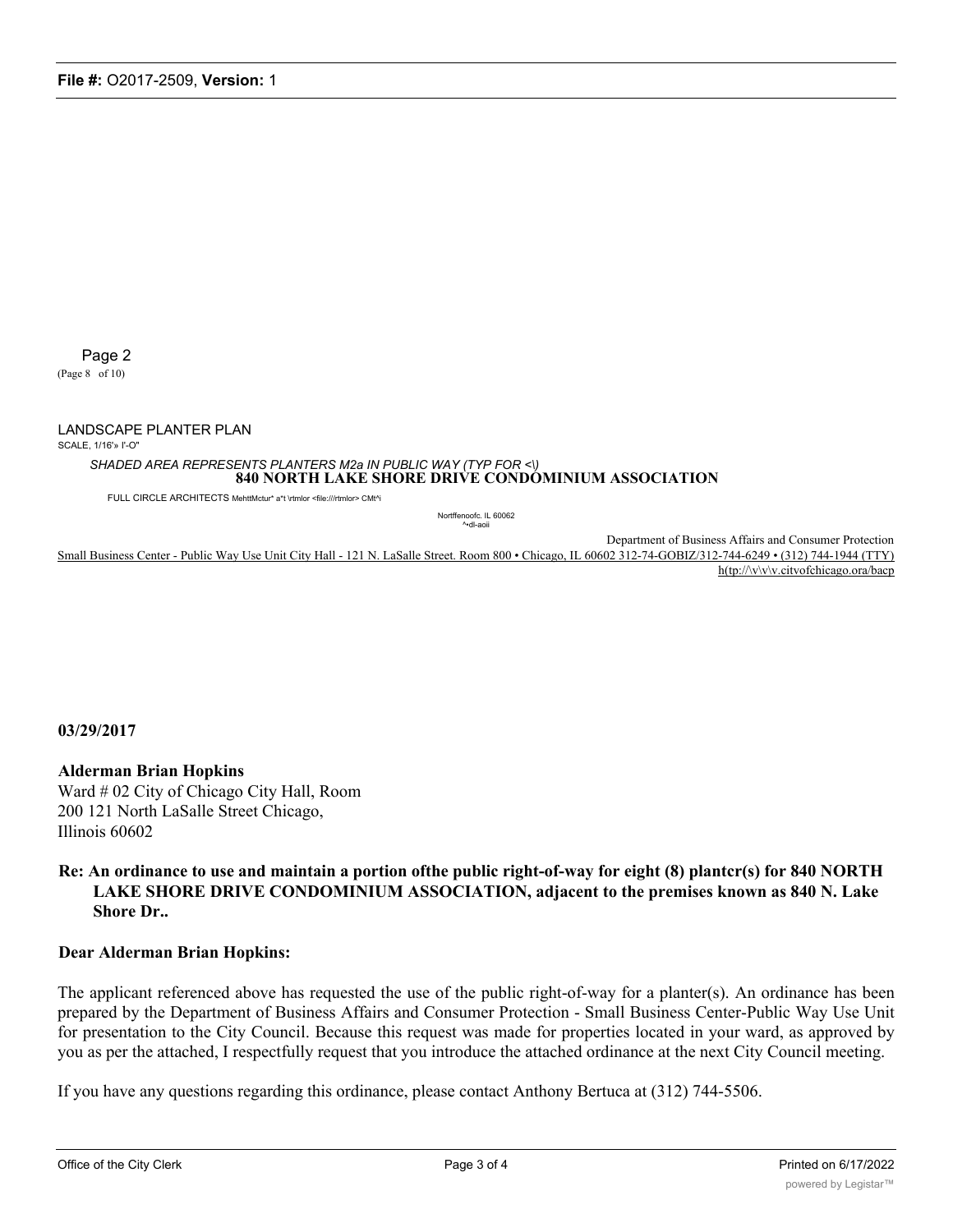Page 2
(Page 8 of 10)

LANDSCAPE PLANTER PLAN
SCALE, 1/16'» I'-O"

*SHADED AREA REPRESENTS PLANTERS M2a IN PUBLIC WAY (TYP FOR <\)*

**840 NORTH LAKE SHORE DRIVE CONDOMINIUM ASSOCIATION**

FULL CIRCLE ARCHITECTS MehttMctur* a*t \rtmlor <file:///rtmlor> CMt^i

Nortffenoofc. IL 60062
^•dl-aoii

Department of Business Affairs and Consumer Protection
Small Business Center - Public Way Use Unit City Hall - 121 N. LaSalle Street. Room 800 • Chicago, IL 60602 312-74-GOBIZ/312-744-6249 • (312) 744-1944 (TTY)
h(tp://\v\v\v.citvofchicago.ora/bacp

**03/29/2017**

**Alderman Brian Hopkins**
Ward # 02 City of Chicago City Hall, Room
200 121 North LaSalle Street Chicago,
Illinois 60602

**Re: An ordinance to use and maintain a portion ofthe public right-of-way for eight (8) plantcr(s) for 840 NORTH LAKE SHORE DRIVE CONDOMINIUM ASSOCIATION, adjacent to the premises known as 840 N. Lake Shore Dr..**

**Dear Alderman Brian Hopkins:**

The applicant referenced above has requested the use of the public right-of-way for a planter(s). An ordinance has been prepared by the Department of Business Affairs and Consumer Protection - Small Business Center-Public Way Use Unit for presentation to the City Council. Because this request was made for properties located in your ward, as approved by you as per the attached, I respectfully request that you introduce the attached ordinance at the next City Council meeting.

If you have any questions regarding this ordinance, please contact Anthony Bertuca at (312) 744-5506.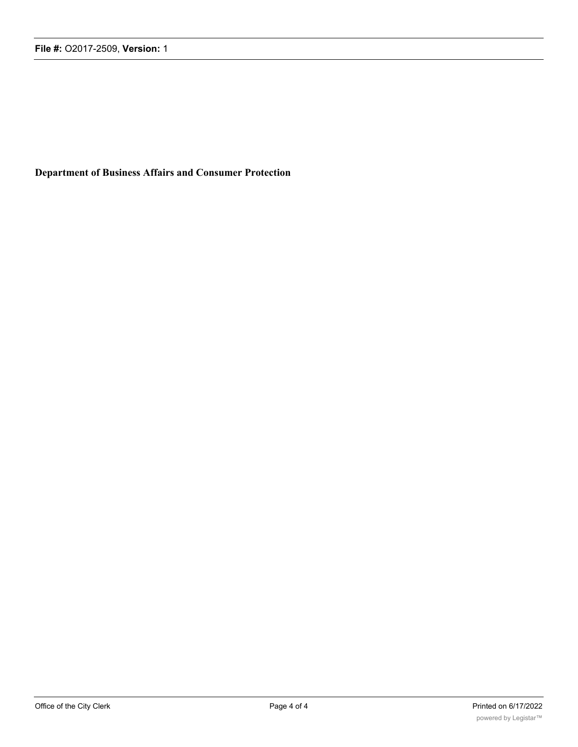**Department of Business Affairs and Consumer Protection**